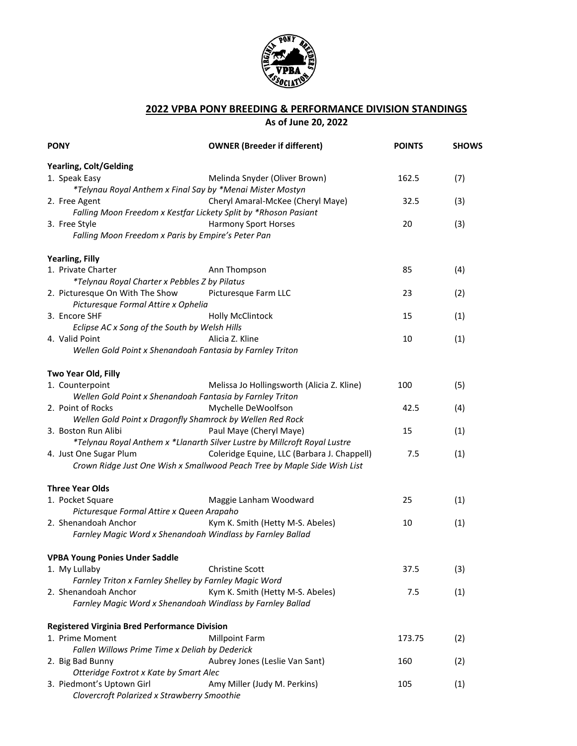## 2022 VPBA PONY BREEDING & PERFORMANCE DIVISION STANDINGS

**As of June 20, 2022**

| PONY | OWNER (Breeder if different) | POINTS | SHOWS |
|---|---|---|---|
| **Yearling, Colt/Gelding** | | | |
| 1. Speak Easy | Melinda Snyder (Oliver Brown) | 162.5 | (7) |
| *\*Telynau Royal Anthem x Final Say by \*Menai Mister Mostyn* | | | |
| 2. Free Agent | Cheryl Amaral-McKee (Cheryl Maye) | 32.5 | (3) |
| *Falling Moon Freedom x Kestfar Lickety Split by \*Rhoson Pasiant* | | | |
| 3. Free Style | Harmony Sport Horses | 20 | (3) |
| *Falling Moon Freedom x Paris by Empire's Peter Pan* | | | |
| **Yearling, Filly** | | | |
| 1. Private Charter | Ann Thompson | 85 | (4) |
| *\*Telynau Royal Charter x Pebbles Z by Pilatus* | | | |
| 2. Picturesque On With The Show | Picturesque Farm LLC | 23 | (2) |
| *Picturesque Formal Attire x Ophelia* | | | |
| 3. Encore SHF | Holly McClintock | 15 | (1) |
| *Eclipse AC x Song of the South by Welsh Hills* | | | |
| 4. Valid Point | Alicia Z. Kline | 10 | (1) |
| *Wellen Gold Point x Shenandoah Fantasia by Farnley Triton* | | | |
| **Two Year Old, Filly** | | | |
| 1. Counterpoint | Melissa Jo Hollingsworth (Alicia Z. Kline) | 100 | (5) |
| *Wellen Gold Point x Shenandoah Fantasia by Farnley Triton* | | | |
| 2. Point of Rocks | Mychelle DeWoolfson | 42.5 | (4) |
| *Wellen Gold Point x Dragonfly Shamrock by Wellen Red Rock* | | | |
| 3. Boston Run Alibi | Paul Maye (Cheryl Maye) | 15 | (1) |
| *\*Telynau Royal Anthem x \*Llanarth Silver Lustre by Millcroft Royal Lustre* | | | |
| 4. Just One Sugar Plum | Coleridge Equine, LLC (Barbara J. Chappell) | 7.5 | (1) |
| *Crown Ridge Just One Wish x Smallwood Peach Tree by Maple Side Wish List* | | | |
| **Three Year Olds** | | | |
| 1. Pocket Square | Maggie Lanham Woodward | 25 | (1) |
| *Picturesque Formal Attire x Queen Arapaho* | | | |
| 2. Shenandoah Anchor | Kym K. Smith (Hetty M-S. Abeles) | 10 | (1) |
| *Farnley Magic Word x Shenandoah Windlass by Farnley Ballad* | | | |
| **VPBA Young Ponies Under Saddle** | | | |
| 1. My Lullaby | Christine Scott | 37.5 | (3) |
| *Farnley Triton x Farnley Shelley by Farnley Magic Word* | | | |
| 2. Shenandoah Anchor | Kym K. Smith (Hetty M-S. Abeles) | 7.5 | (1) |
| *Farnley Magic Word x Shenandoah Windlass by Farnley Ballad* | | | |
| **Registered Virginia Bred Performance Division** | | | |
| 1. Prime Moment | Millpoint Farm | 173.75 | (2) |
| *Fallen Willows Prime Time x Deliah by Dederick* | | | |
| 2. Big Bad Bunny | Aubrey Jones (Leslie Van Sant) | 160 | (2) |
| *Otteridge Foxtrot x Kate by Smart Alec* | | | |
| 3. Piedmont's Uptown Girl | Amy Miller (Judy M. Perkins) | 105 | (1) |
| *Clovercroft Polarized x Strawberry Smoothie* | | | |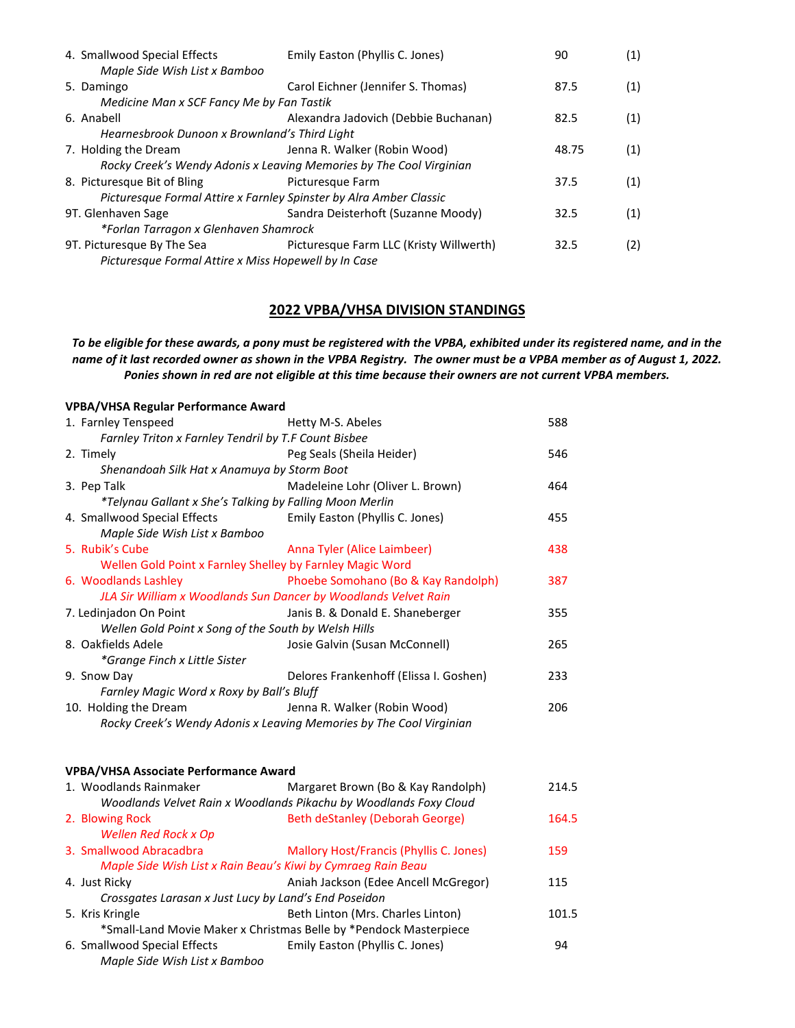| | | | |
|---|---|---|---|
| 4. Smallwood Special Effects<br>*Maple Side Wish List x Bamboo* | Emily Easton (Phyllis C. Jones) | 90 | (1) |
| 5. Damingo<br>*Medicine Man x SCF Fancy Me by Fan Tastik* | Carol Eichner (Jennifer S. Thomas) | 87.5 | (1) |
| 6. Anabell<br>*Hearnesbrook Dunoon x Brownland's Third Light* | Alexandra Jadovich (Debbie Buchanan) | 82.5 | (1) |
| 7. Holding the Dream<br>*Rocky Creek's Wendy Adonis x Leaving Memories by The Cool Virginian* | Jenna R. Walker (Robin Wood) | 48.75 | (1) |
| 8. Picturesque Bit of Bling<br>*Picturesque Formal Attire x Farnley Spinster by Alra Amber Classic* | Picturesque Farm | 37.5 | (1) |
| 9T. Glenhaven Sage<br>*\*Forlan Tarragon x Glenhaven Shamrock* | Sandra Deisterhoft (Suzanne Moody) | 32.5 | (1) |
| 9T. Picturesque By The Sea<br>*Picturesque Formal Attire x Miss Hopewell by In Case* | Picturesque Farm LLC (Kristy Willwerth) | 32.5 | (2) |

## 2022 VPBA/VHSA DIVISION STANDINGS

***To be eligible for these awards, a pony must be registered with the VPBA, exhibited under its registered name, and in the name of it last recorded owner as shown in the VPBA Registry. The owner must be a VPBA member as of August 1, 2022. Ponies shown in red are not eligible at this time because their owners are not current VPBA members.***

**VPBA/VHSA Regular Performance Award**

| | | |
|---|---|---|
| 1. Farnley Tenspeed<br>*Farnley Triton x Farnley Tendril by T.F Count Bisbee* | Hetty M-S. Abeles | 588 |
| 2. Timely<br>*Shenandoah Silk Hat x Anamuya by Storm Boot* | Peg Seals (Sheila Heider) | 546 |
| 3. Pep Talk<br>*\*Telynau Gallant x She's Talking by Falling Moon Merlin* | Madeleine Lohr (Oliver L. Brown) | 464 |
| 4. Smallwood Special Effects<br>*Maple Side Wish List x Bamboo* | Emily Easton (Phyllis C. Jones) | 455 |
| 5. Rubik's Cube<br>Wellen Gold Point x Farnley Shelley by Farnley Magic Word | Anna Tyler (Alice Laimbeer) | 438 |
| 6. Woodlands Lashley<br>*JLA Sir William x Woodlands Sun Dancer by Woodlands Velvet Rain* | Phoebe Somohano (Bo & Kay Randolph) | 387 |
| 7. Ledinjadon On Point<br>*Wellen Gold Point x Song of the South by Welsh Hills* | Janis B. & Donald E. Shaneberger | 355 |
| 8. Oakfields Adele<br>*\*Grange Finch x Little Sister* | Josie Galvin (Susan McConnell) | 265 |
| 9. Snow Day<br>*Farnley Magic Word x Roxy by Ball's Bluff* | Delores Frankenhoff (Elissa I. Goshen) | 233 |
| 10. Holding the Dream<br>*Rocky Creek's Wendy Adonis x Leaving Memories by The Cool Virginian* | Jenna R. Walker (Robin Wood) | 206 |

**VPBA/VHSA Associate Performance Award**

| | | |
|---|---|---|
| 1. Woodlands Rainmaker<br>*Woodlands Velvet Rain x Woodlands Pikachu by Woodlands Foxy Cloud* | Margaret Brown (Bo & Kay Randolph) | 214.5 |
| 2. Blowing Rock<br>*Wellen Red Rock x Op* | Beth deStanley (Deborah George) | 164.5 |
| 3. Smallwood Abracadbra<br>*Maple Side Wish List x Rain Beau's Kiwi by Cymraeg Rain Beau* | Mallory Host/Francis (Phyllis C. Jones) | 159 |
| 4. Just Ricky<br>*Crossgates Larasan x Just Lucy by Land's End Poseidon* | Aniah Jackson (Edee Ancell McGregor) | 115 |
| 5. Kris Kringle<br>\*Small-Land Movie Maker x Christmas Belle by \*Pendock Masterpiece | Beth Linton (Mrs. Charles Linton) | 101.5 |
| 6. Smallwood Special Effects<br>*Maple Side Wish List x Bamboo* | Emily Easton (Phyllis C. Jones) | 94 |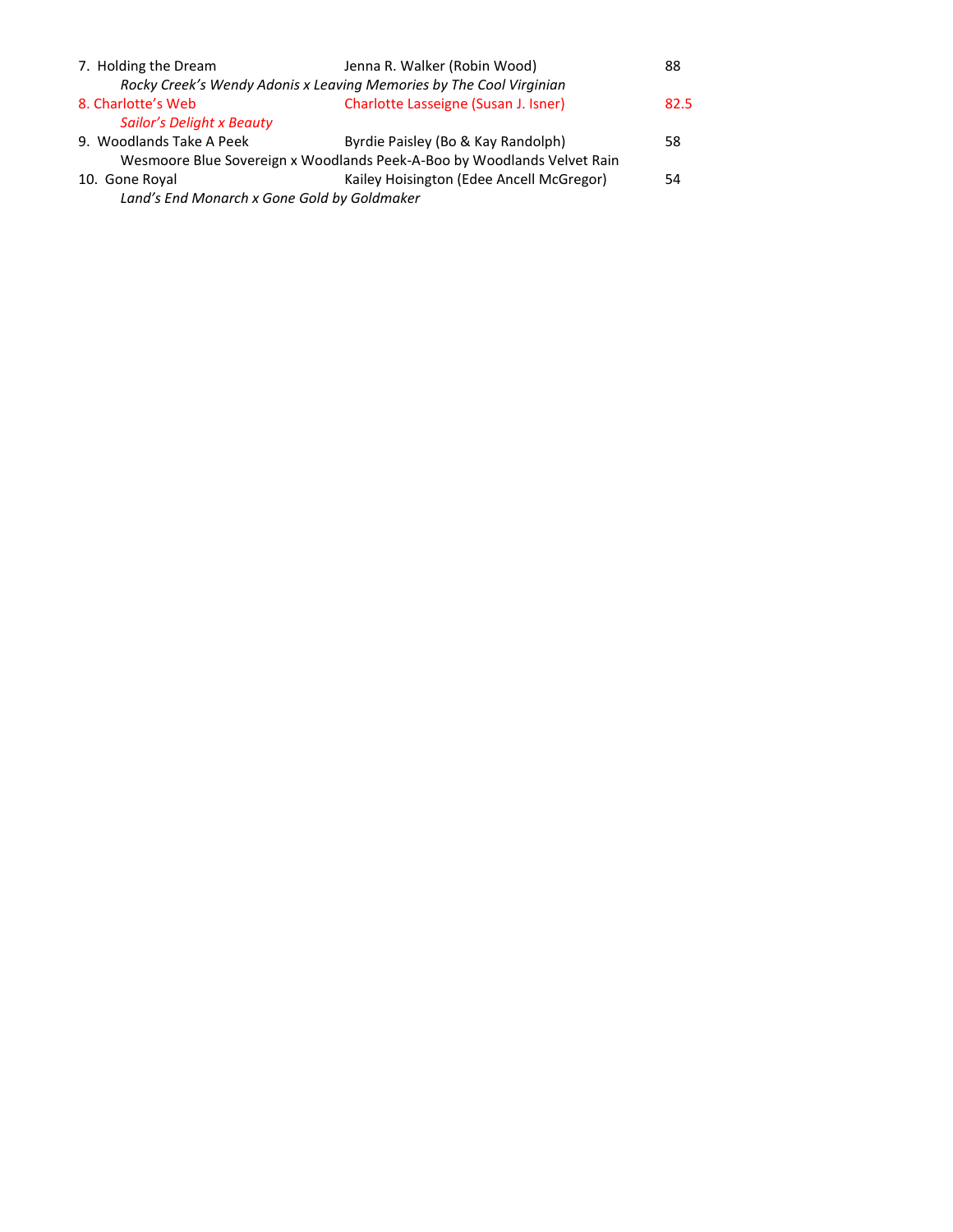7. Holding the Dream — Jenna R. Walker (Robin Wood) — 88
*Rocky Creek's Wendy Adonis x Leaving Memories by The Cool Virginian*

8. Charlotte's Web — Charlotte Lasseigne (Susan J. Isner) — 82.5
*Sailor's Delight x Beauty*

9. Woodlands Take A Peek — Byrdie Paisley (Bo & Kay Randolph) — 58
Wesmoore Blue Sovereign x Woodlands Peek-A-Boo by Woodlands Velvet Rain

10. Gone Royal — Kailey Hoisington (Edee Ancell McGregor) — 54
*Land's End Monarch x Gone Gold by Goldmaker*